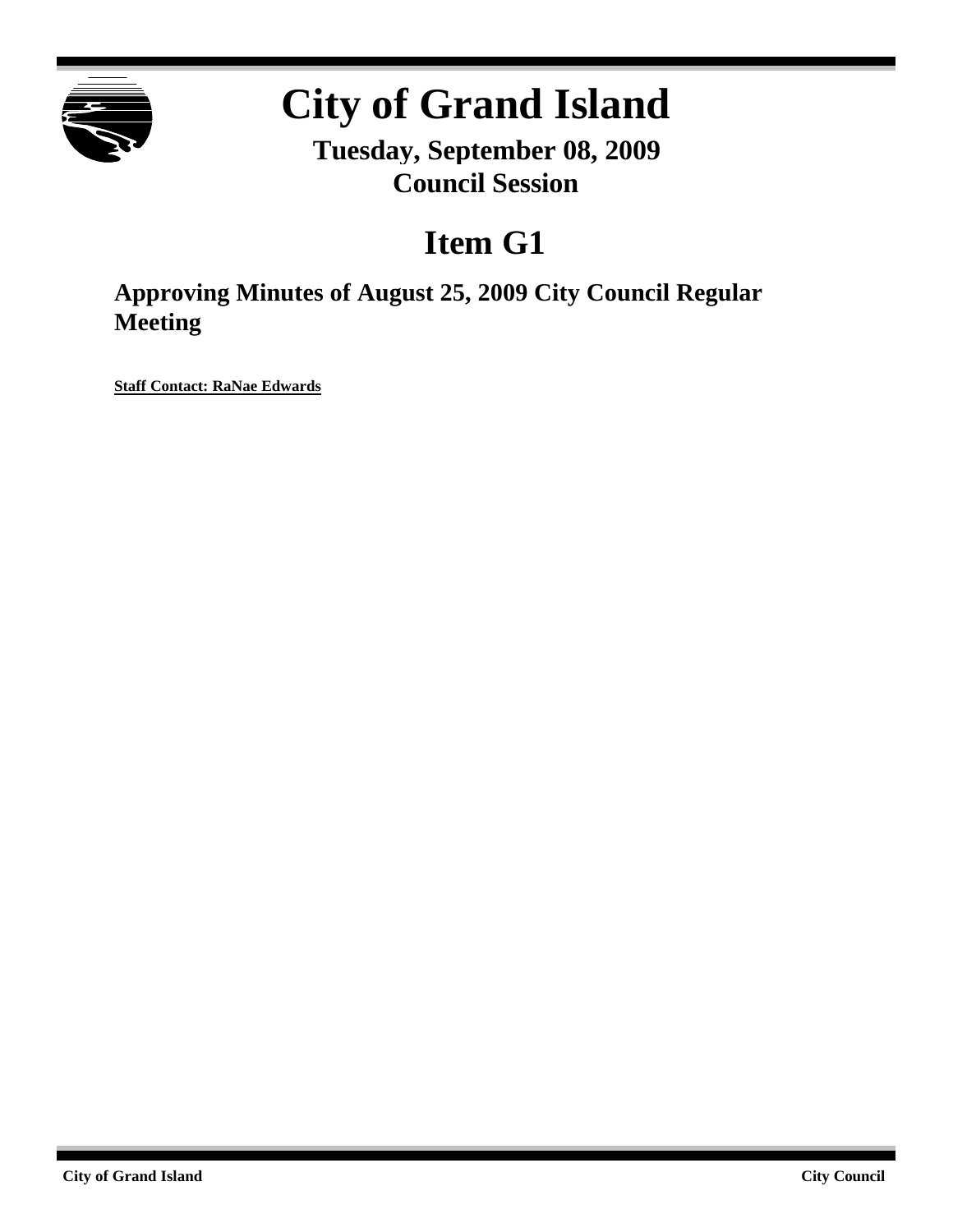# City of Grand Island

## Tuesday, September 08, 2009
## Council Session

# Item G1

## Approving Minutes of August 25, 2009 City Council Regular Meeting

**Staff Contact: RaNae Edwards**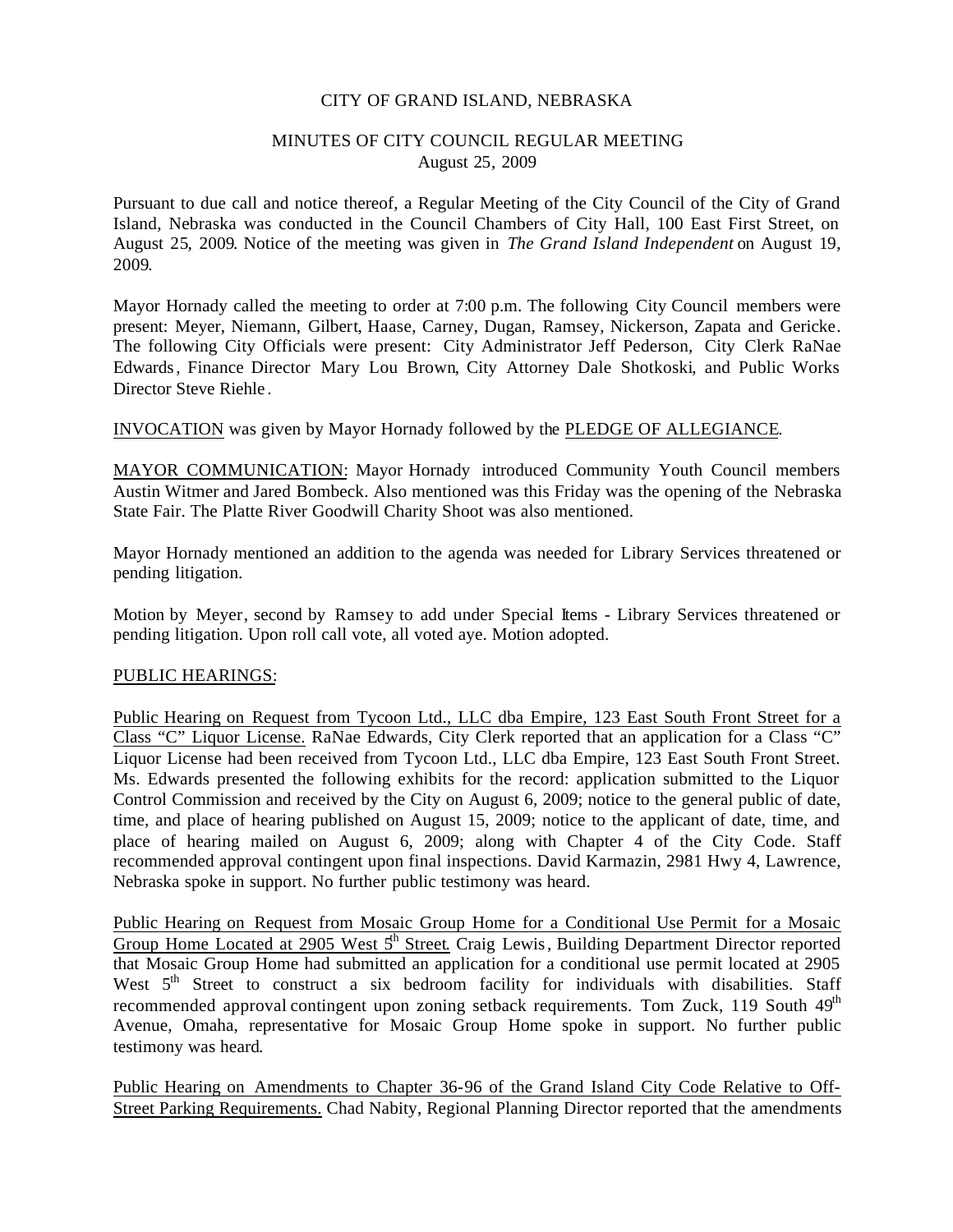CITY OF GRAND ISLAND, NEBRASKA

MINUTES OF CITY COUNCIL REGULAR MEETING
August 25, 2009

Pursuant to due call and notice thereof, a Regular Meeting of the City Council of the City of Grand Island, Nebraska was conducted in the Council Chambers of City Hall, 100 East First Street, on August 25, 2009. Notice of the meeting was given in *The Grand Island Independent* on August 19, 2009.

Mayor Hornady called the meeting to order at 7:00 p.m. The following City Council members were present: Meyer, Niemann, Gilbert, Haase, Carney, Dugan, Ramsey, Nickerson, Zapata and Gericke. The following City Officials were present: City Administrator Jeff Pederson, City Clerk RaNae Edwards, Finance Director Mary Lou Brown, City Attorney Dale Shotkoski, and Public Works Director Steve Riehle.

INVOCATION was given by Mayor Hornady followed by the PLEDGE OF ALLEGIANCE.

MAYOR COMMUNICATION: Mayor Hornady introduced Community Youth Council members Austin Witmer and Jared Bombeck. Also mentioned was this Friday was the opening of the Nebraska State Fair. The Platte River Goodwill Charity Shoot was also mentioned.

Mayor Hornady mentioned an addition to the agenda was needed for Library Services threatened or pending litigation.

Motion by Meyer, second by Ramsey to add under Special Items - Library Services threatened or pending litigation. Upon roll call vote, all voted aye. Motion adopted.

PUBLIC HEARINGS:

Public Hearing on Request from Tycoon Ltd., LLC dba Empire, 123 East South Front Street for a Class "C" Liquor License. RaNae Edwards, City Clerk reported that an application for a Class "C" Liquor License had been received from Tycoon Ltd., LLC dba Empire, 123 East South Front Street. Ms. Edwards presented the following exhibits for the record: application submitted to the Liquor Control Commission and received by the City on August 6, 2009; notice to the general public of date, time, and place of hearing published on August 15, 2009; notice to the applicant of date, time, and place of hearing mailed on August 6, 2009; along with Chapter 4 of the City Code. Staff recommended approval contingent upon final inspections. David Karmazin, 2981 Hwy 4, Lawrence, Nebraska spoke in support. No further public testimony was heard.

Public Hearing on Request from Mosaic Group Home for a Conditional Use Permit for a Mosaic Group Home Located at 2905 West 5th Street. Craig Lewis, Building Department Director reported that Mosaic Group Home had submitted an application for a conditional use permit located at 2905 West 5th Street to construct a six bedroom facility for individuals with disabilities. Staff recommended approval contingent upon zoning setback requirements. Tom Zuck, 119 South 49th Avenue, Omaha, representative for Mosaic Group Home spoke in support. No further public testimony was heard.

Public Hearing on Amendments to Chapter 36-96 of the Grand Island City Code Relative to Off-Street Parking Requirements. Chad Nabity, Regional Planning Director reported that the amendments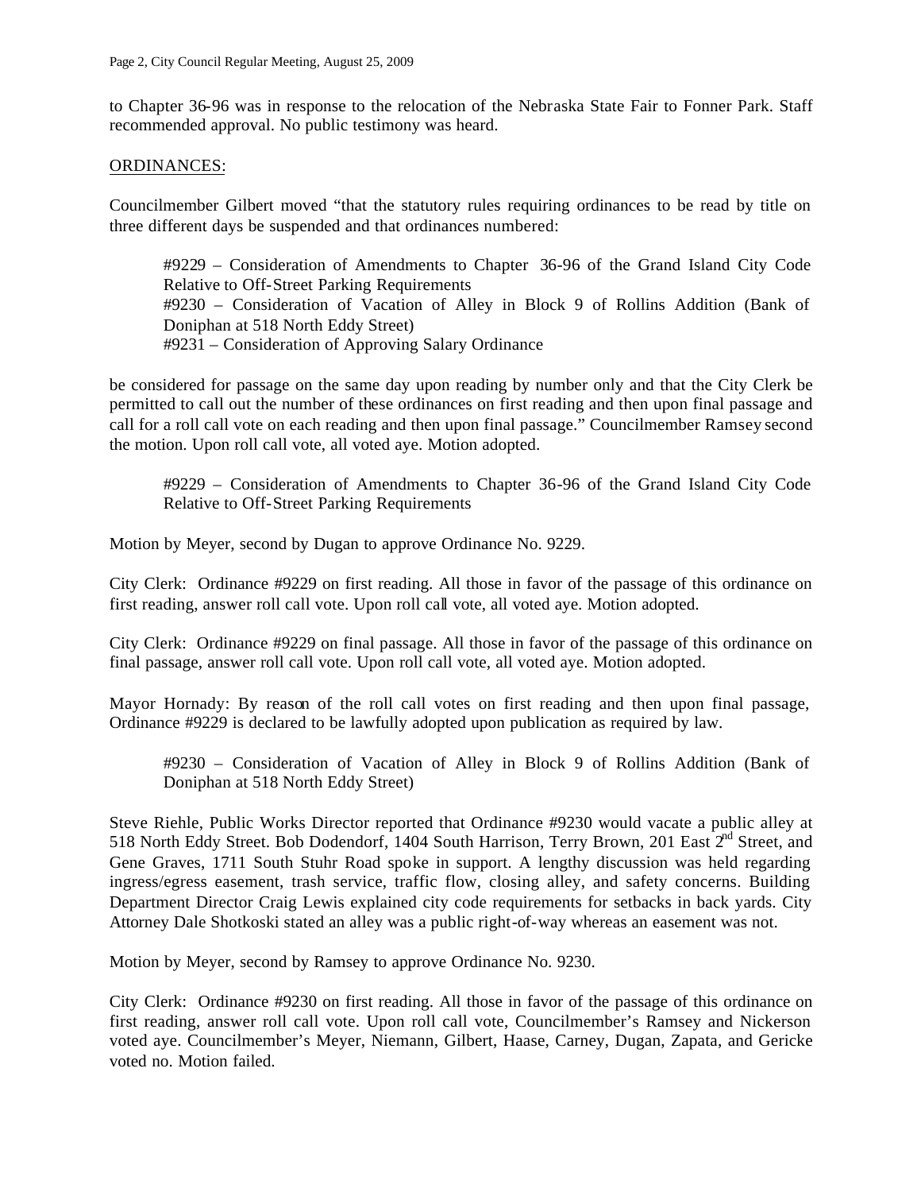to Chapter 36-96 was in response to the relocation of the Nebraska State Fair to Fonner Park. Staff recommended approval. No public testimony was heard.

ORDINANCES:

Councilmember Gilbert moved "that the statutory rules requiring ordinances to be read by title on three different days be suspended and that ordinances numbered:

> #9229 – Consideration of Amendments to Chapter 36-96 of the Grand Island City Code Relative to Off-Street Parking Requirements
> #9230 – Consideration of Vacation of Alley in Block 9 of Rollins Addition (Bank of Doniphan at 518 North Eddy Street)
> #9231 – Consideration of Approving Salary Ordinance

be considered for passage on the same day upon reading by number only and that the City Clerk be permitted to call out the number of these ordinances on first reading and then upon final passage and call for a roll call vote on each reading and then upon final passage." Councilmember Ramsey second the motion. Upon roll call vote, all voted aye. Motion adopted.

> #9229 – Consideration of Amendments to Chapter 36-96 of the Grand Island City Code Relative to Off-Street Parking Requirements

Motion by Meyer, second by Dugan to approve Ordinance No. 9229.

City Clerk: Ordinance #9229 on first reading. All those in favor of the passage of this ordinance on first reading, answer roll call vote. Upon roll call vote, all voted aye. Motion adopted.

City Clerk: Ordinance #9229 on final passage. All those in favor of the passage of this ordinance on final passage, answer roll call vote. Upon roll call vote, all voted aye. Motion adopted.

Mayor Hornady: By reason of the roll call votes on first reading and then upon final passage, Ordinance #9229 is declared to be lawfully adopted upon publication as required by law.

> #9230 – Consideration of Vacation of Alley in Block 9 of Rollins Addition (Bank of Doniphan at 518 North Eddy Street)

Steve Riehle, Public Works Director reported that Ordinance #9230 would vacate a public alley at 518 North Eddy Street. Bob Dodendorf, 1404 South Harrison, Terry Brown, 201 East 2nd Street, and Gene Graves, 1711 South Stuhr Road spoke in support. A lengthy discussion was held regarding ingress/egress easement, trash service, traffic flow, closing alley, and safety concerns. Building Department Director Craig Lewis explained city code requirements for setbacks in back yards. City Attorney Dale Shotkoski stated an alley was a public right-of-way whereas an easement was not.

Motion by Meyer, second by Ramsey to approve Ordinance No. 9230.

City Clerk: Ordinance #9230 on first reading. All those in favor of the passage of this ordinance on first reading, answer roll call vote. Upon roll call vote, Councilmember's Ramsey and Nickerson voted aye. Councilmember's Meyer, Niemann, Gilbert, Haase, Carney, Dugan, Zapata, and Gericke voted no. Motion failed.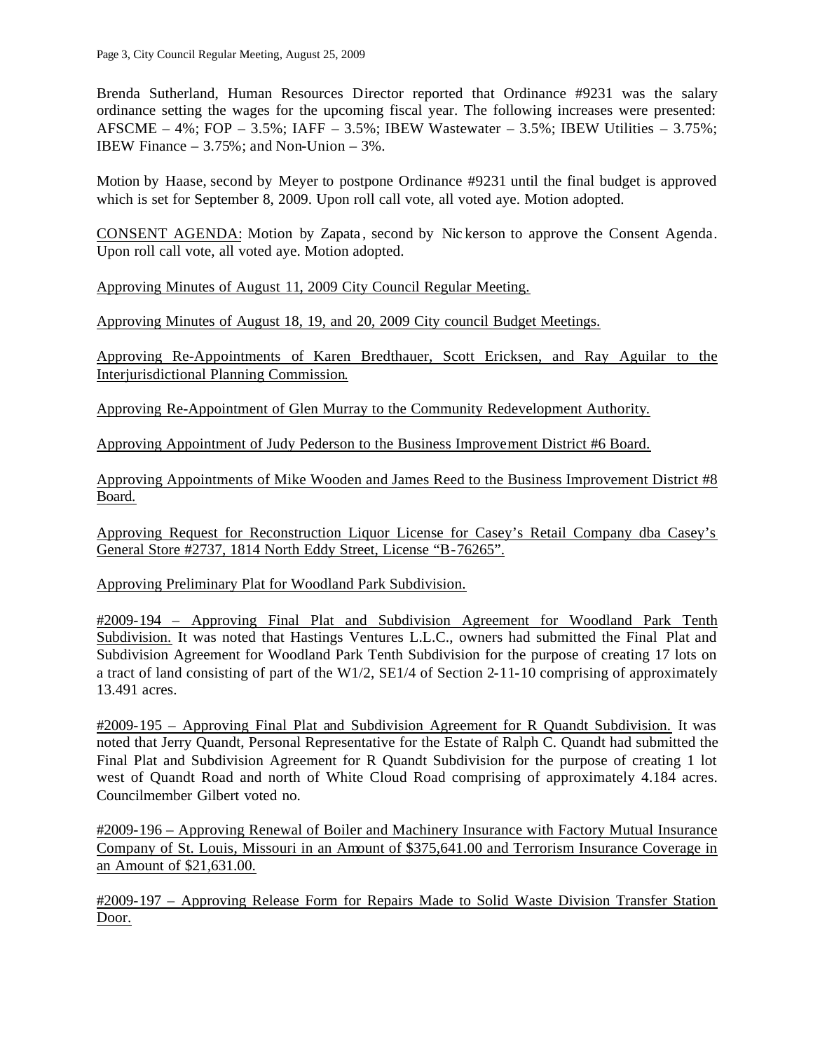Brenda Sutherland, Human Resources Director reported that Ordinance #9231 was the salary ordinance setting the wages for the upcoming fiscal year. The following increases were presented: AFSCME – 4%; FOP – 3.5%; IAFF – 3.5%; IBEW Wastewater – 3.5%; IBEW Utilities – 3.75%; IBEW Finance – 3.75%; and Non-Union – 3%.

Motion by Haase, second by Meyer to postpone Ordinance #9231 until the final budget is approved which is set for September 8, 2009. Upon roll call vote, all voted aye. Motion adopted.

<u>CONSENT AGENDA</u>: Motion by Zapata, second by Nickerson to approve the Consent Agenda. Upon roll call vote, all voted aye. Motion adopted.

<u>Approving Minutes of August 11, 2009 City Council Regular Meeting.</u>

<u>Approving Minutes of August 18, 19, and 20, 2009 City council Budget Meetings.</u>

<u>Approving Re-Appointments of Karen Bredthauer, Scott Ericksen, and Ray Aguilar to the Interjurisdictional Planning Commission.</u>

<u>Approving Re-Appointment of Glen Murray to the Community Redevelopment Authority.</u>

<u>Approving Appointment of Judy Pederson to the Business Improvement District #6 Board.</u>

<u>Approving Appointments of Mike Wooden and James Reed to the Business Improvement District #8 Board.</u>

<u>Approving Request for Reconstruction Liquor License for Casey's Retail Company dba Casey's General Store #2737, 1814 North Eddy Street, License "B-76265".</u>

<u>Approving Preliminary Plat for Woodland Park Subdivision.</u>

<u>#2009-194 – Approving Final Plat and Subdivision Agreement for Woodland Park Tenth Subdivision.</u> It was noted that Hastings Ventures L.L.C., owners had submitted the Final Plat and Subdivision Agreement for Woodland Park Tenth Subdivision for the purpose of creating 17 lots on a tract of land consisting of part of the W1/2, SE1/4 of Section 2-11-10 comprising of approximately 13.491 acres.

<u>#2009-195 – Approving Final Plat and Subdivision Agreement for R Quandt Subdivision.</u> It was noted that Jerry Quandt, Personal Representative for the Estate of Ralph C. Quandt had submitted the Final Plat and Subdivision Agreement for R Quandt Subdivision for the purpose of creating 1 lot west of Quandt Road and north of White Cloud Road comprising of approximately 4.184 acres. Councilmember Gilbert voted no.

<u>#2009-196 – Approving Renewal of Boiler and Machinery Insurance with Factory Mutual Insurance Company of St. Louis, Missouri in an Amount of $375,641.00 and Terrorism Insurance Coverage in an Amount of $21,631.00.</u>

<u>#2009-197 – Approving Release Form for Repairs Made to Solid Waste Division Transfer Station Door.</u>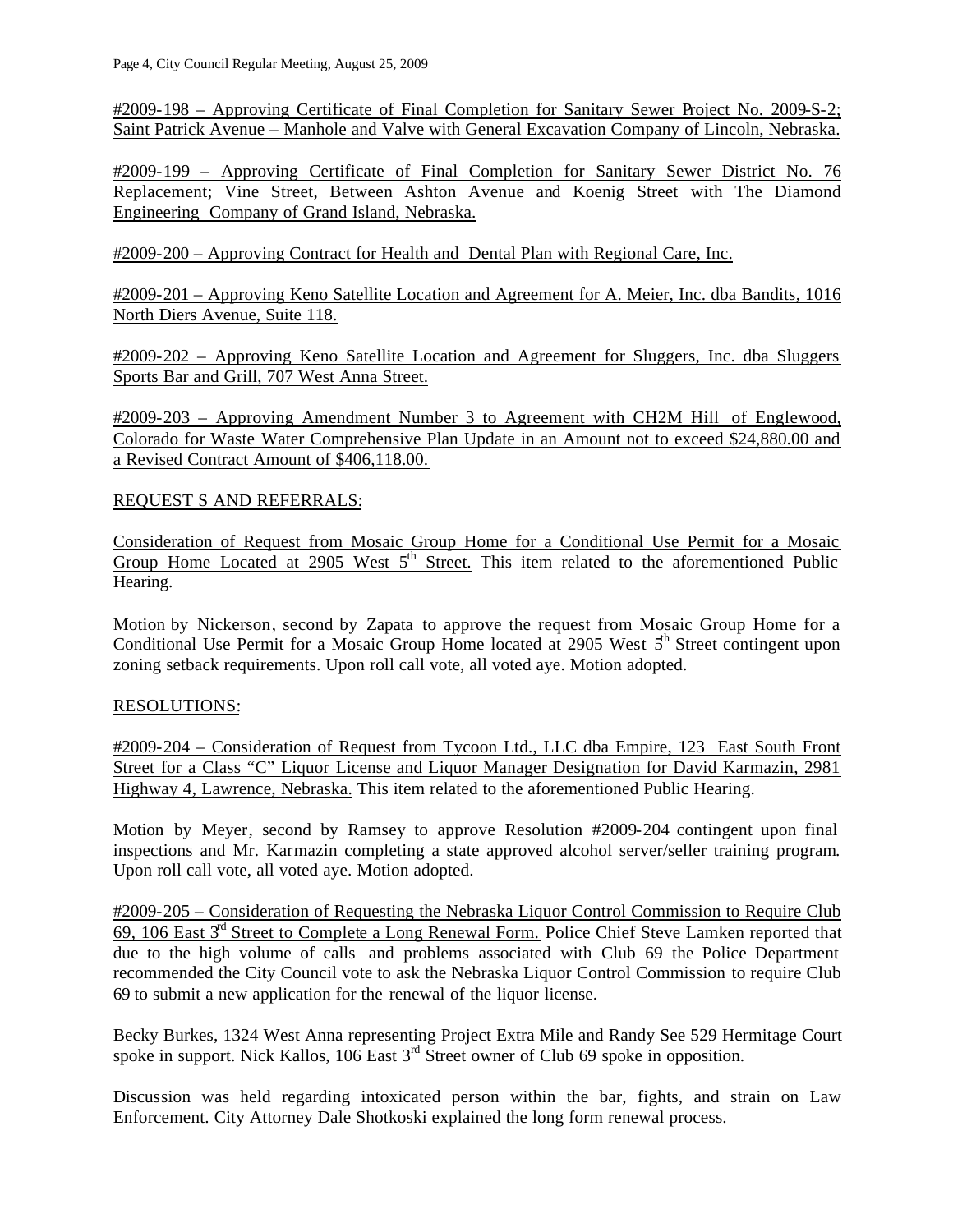#2009-198 – Approving Certificate of Final Completion for Sanitary Sewer Project No. 2009-S-2; Saint Patrick Avenue – Manhole and Valve with General Excavation Company of Lincoln, Nebraska.

#2009-199 – Approving Certificate of Final Completion for Sanitary Sewer District No. 76 Replacement; Vine Street, Between Ashton Avenue and Koenig Street with The Diamond Engineering Company of Grand Island, Nebraska.

#2009-200 – Approving Contract for Health and Dental Plan with Regional Care, Inc.

#2009-201 – Approving Keno Satellite Location and Agreement for A. Meier, Inc. dba Bandits, 1016 North Diers Avenue, Suite 118.

#2009-202 – Approving Keno Satellite Location and Agreement for Sluggers, Inc. dba Sluggers Sports Bar and Grill, 707 West Anna Street.

#2009-203 – Approving Amendment Number 3 to Agreement with CH2M Hill of Englewood, Colorado for Waste Water Comprehensive Plan Update in an Amount not to exceed $24,880.00 and a Revised Contract Amount of $406,118.00.

REQUEST S AND REFERRALS:

Consideration of Request from Mosaic Group Home for a Conditional Use Permit for a Mosaic Group Home Located at 2905 West 5th Street. This item related to the aforementioned Public Hearing.

Motion by Nickerson, second by Zapata to approve the request from Mosaic Group Home for a Conditional Use Permit for a Mosaic Group Home located at 2905 West 5th Street contingent upon zoning setback requirements. Upon roll call vote, all voted aye. Motion adopted.

RESOLUTIONS:

#2009-204 – Consideration of Request from Tycoon Ltd., LLC dba Empire, 123 East South Front Street for a Class "C" Liquor License and Liquor Manager Designation for David Karmazin, 2981 Highway 4, Lawrence, Nebraska. This item related to the aforementioned Public Hearing.

Motion by Meyer, second by Ramsey to approve Resolution #2009-204 contingent upon final inspections and Mr. Karmazin completing a state approved alcohol server/seller training program. Upon roll call vote, all voted aye. Motion adopted.

#2009-205 – Consideration of Requesting the Nebraska Liquor Control Commission to Require Club 69, 106 East 3rd Street to Complete a Long Renewal Form. Police Chief Steve Lamken reported that due to the high volume of calls and problems associated with Club 69 the Police Department recommended the City Council vote to ask the Nebraska Liquor Control Commission to require Club 69 to submit a new application for the renewal of the liquor license.

Becky Burkes, 1324 West Anna representing Project Extra Mile and Randy See 529 Hermitage Court spoke in support. Nick Kallos, 106 East 3rd Street owner of Club 69 spoke in opposition.

Discussion was held regarding intoxicated person within the bar, fights, and strain on Law Enforcement. City Attorney Dale Shotkoski explained the long form renewal process.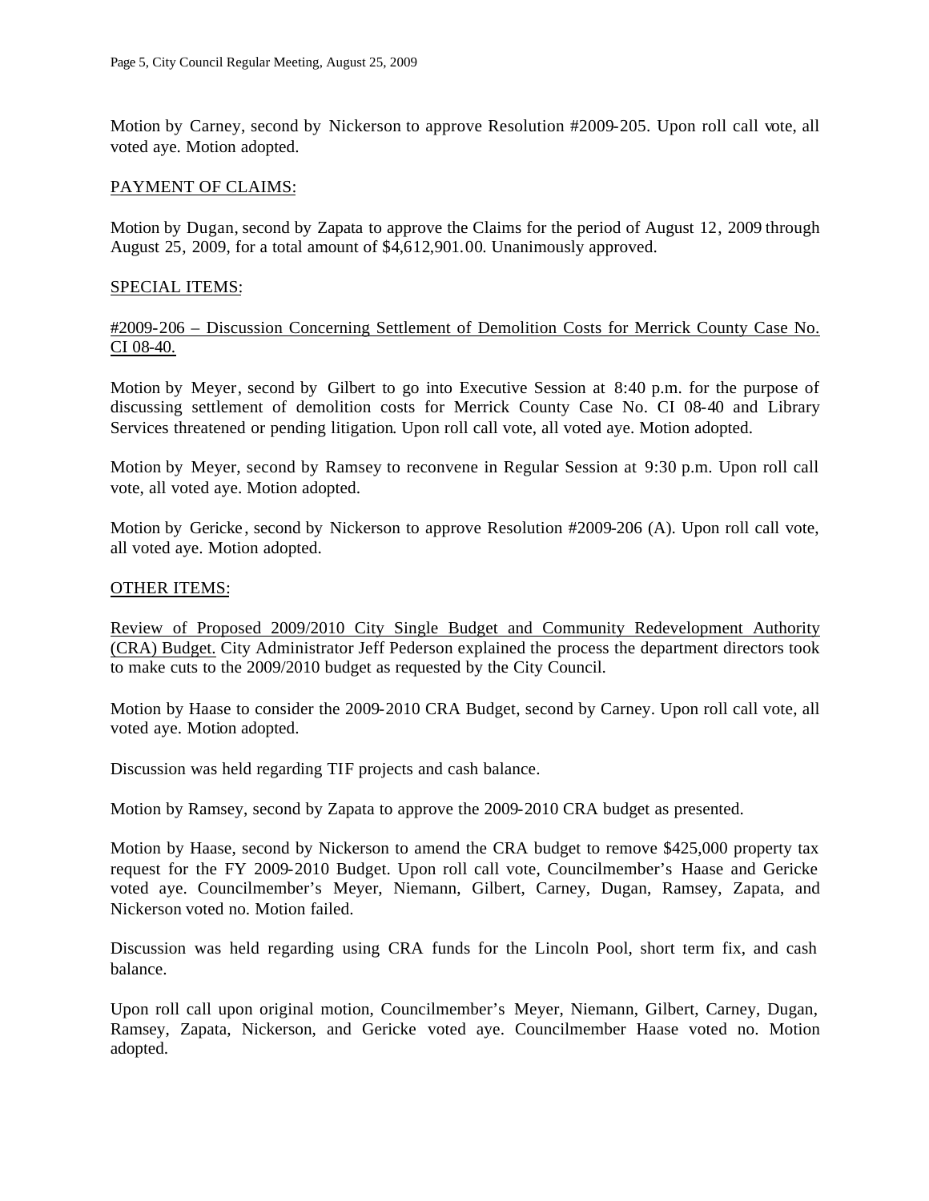Motion by Carney, second by Nickerson to approve Resolution #2009-205. Upon roll call vote, all voted aye. Motion adopted.

PAYMENT OF CLAIMS:

Motion by Dugan, second by Zapata to approve the Claims for the period of August 12, 2009 through August 25, 2009, for a total amount of $4,612,901.00. Unanimously approved.

SPECIAL ITEMS:

#2009-206 – Discussion Concerning Settlement of Demolition Costs for Merrick County Case No. CI 08-40.

Motion by Meyer, second by Gilbert to go into Executive Session at 8:40 p.m. for the purpose of discussing settlement of demolition costs for Merrick County Case No. CI 08-40 and Library Services threatened or pending litigation. Upon roll call vote, all voted aye. Motion adopted.

Motion by Meyer, second by Ramsey to reconvene in Regular Session at 9:30 p.m. Upon roll call vote, all voted aye. Motion adopted.

Motion by Gericke, second by Nickerson to approve Resolution #2009-206 (A). Upon roll call vote, all voted aye. Motion adopted.

OTHER ITEMS:

Review of Proposed 2009/2010 City Single Budget and Community Redevelopment Authority (CRA) Budget. City Administrator Jeff Pederson explained the process the department directors took to make cuts to the 2009/2010 budget as requested by the City Council.

Motion by Haase to consider the 2009-2010 CRA Budget, second by Carney. Upon roll call vote, all voted aye. Motion adopted.

Discussion was held regarding TIF projects and cash balance.

Motion by Ramsey, second by Zapata to approve the 2009-2010 CRA budget as presented.

Motion by Haase, second by Nickerson to amend the CRA budget to remove $425,000 property tax request for the FY 2009-2010 Budget. Upon roll call vote, Councilmember's Haase and Gericke voted aye. Councilmember's Meyer, Niemann, Gilbert, Carney, Dugan, Ramsey, Zapata, and Nickerson voted no. Motion failed.

Discussion was held regarding using CRA funds for the Lincoln Pool, short term fix, and cash balance.

Upon roll call upon original motion, Councilmember's Meyer, Niemann, Gilbert, Carney, Dugan, Ramsey, Zapata, Nickerson, and Gericke voted aye. Councilmember Haase voted no. Motion adopted.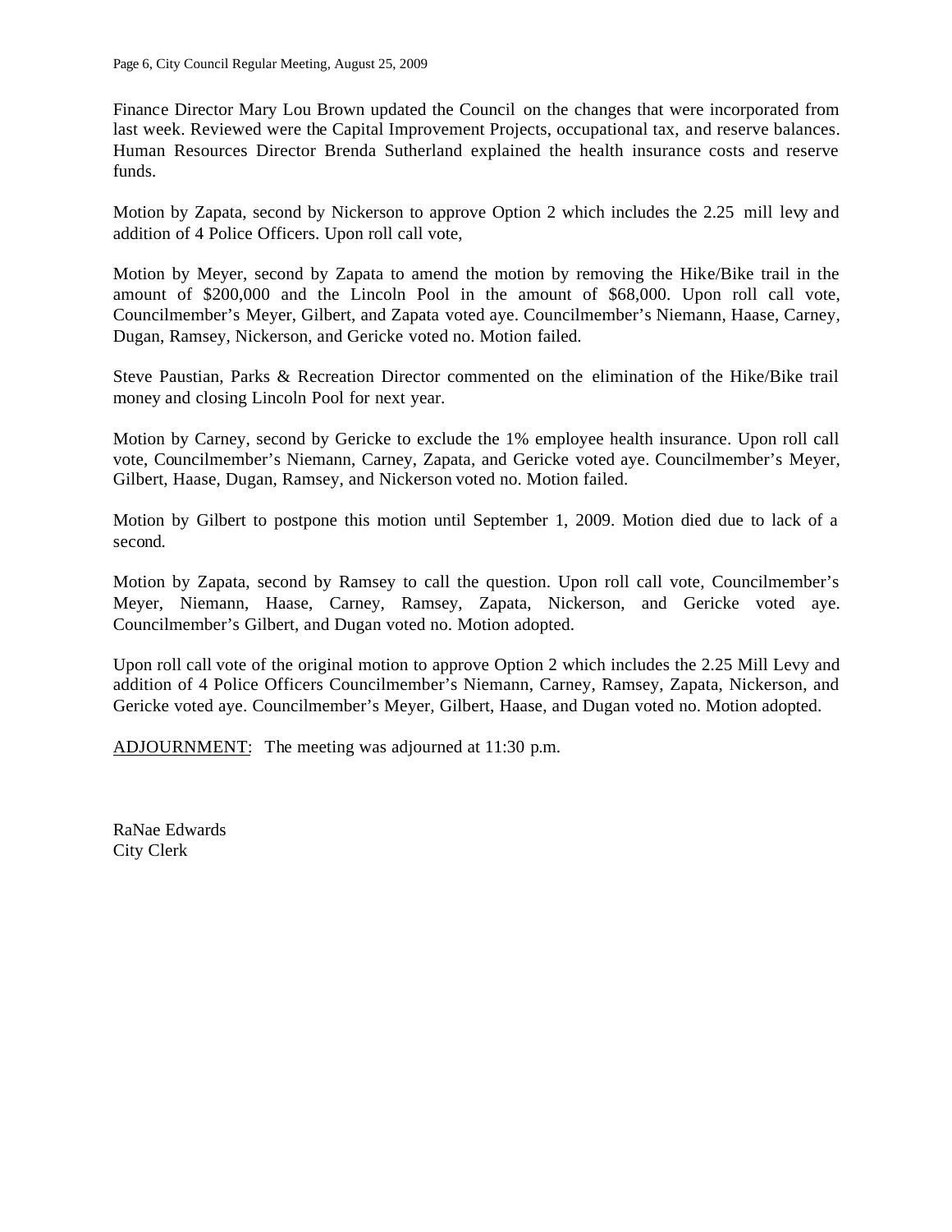Finance Director Mary Lou Brown updated the Council on the changes that were incorporated from last week. Reviewed were the Capital Improvement Projects, occupational tax, and reserve balances. Human Resources Director Brenda Sutherland explained the health insurance costs and reserve funds.

Motion by Zapata, second by Nickerson to approve Option 2 which includes the 2.25 mill levy and addition of 4 Police Officers. Upon roll call vote,

Motion by Meyer, second by Zapata to amend the motion by removing the Hike/Bike trail in the amount of $200,000 and the Lincoln Pool in the amount of $68,000. Upon roll call vote, Councilmember's Meyer, Gilbert, and Zapata voted aye. Councilmember's Niemann, Haase, Carney, Dugan, Ramsey, Nickerson, and Gericke voted no. Motion failed.

Steve Paustian, Parks & Recreation Director commented on the elimination of the Hike/Bike trail money and closing Lincoln Pool for next year.

Motion by Carney, second by Gericke to exclude the 1% employee health insurance. Upon roll call vote, Councilmember's Niemann, Carney, Zapata, and Gericke voted aye. Councilmember's Meyer, Gilbert, Haase, Dugan, Ramsey, and Nickerson voted no. Motion failed.

Motion by Gilbert to postpone this motion until September 1, 2009. Motion died due to lack of a second.

Motion by Zapata, second by Ramsey to call the question. Upon roll call vote, Councilmember's Meyer, Niemann, Haase, Carney, Ramsey, Zapata, Nickerson, and Gericke voted aye. Councilmember's Gilbert, and Dugan voted no. Motion adopted.

Upon roll call vote of the original motion to approve Option 2 which includes the 2.25 Mill Levy and addition of 4 Police Officers Councilmember's Niemann, Carney, Ramsey, Zapata, Nickerson, and Gericke voted aye. Councilmember's Meyer, Gilbert, Haase, and Dugan voted no. Motion adopted.

ADJOURNMENT: The meeting was adjourned at 11:30 p.m.

RaNae Edwards
City Clerk